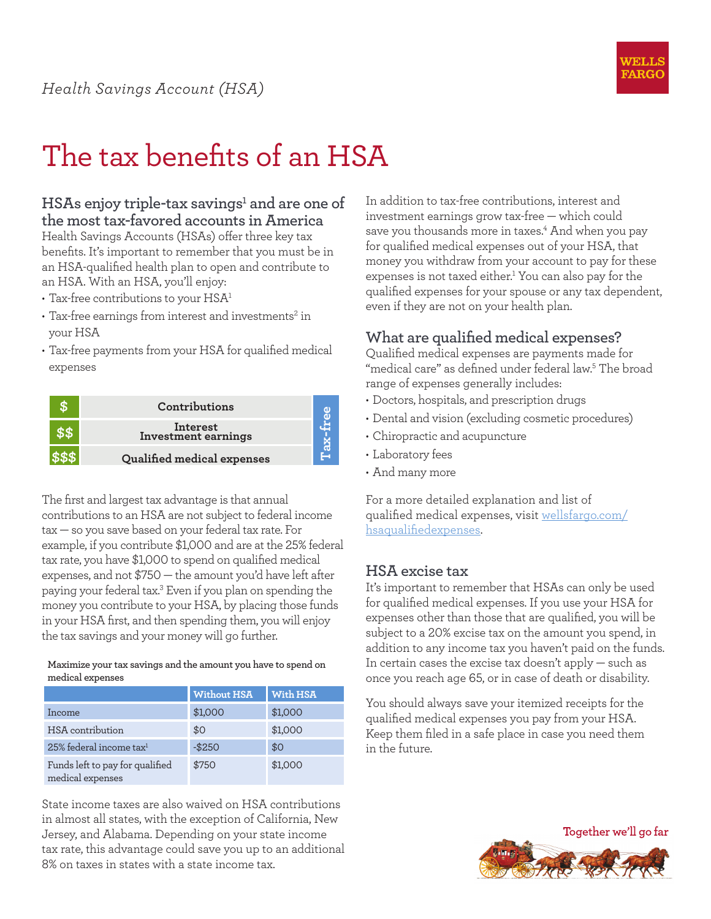*Health Savings Account (HSA)*

# The tax benefits of an HSA

## HSAs enjoy triple-tax savings[1] and are one of the most tax-favored accounts in America

Health Savings Accounts (HSAs) offer three key tax benefits. It's important to remember that you must be in an HSA-qualified health plan to open and contribute to an HSA. With an HSA, you'll enjoy:

- Tax-free contributions to your HSA[1]
- Tax-free earnings from interest and investments[2] in your HSA
- Tax-free payments from your HSA for qualified medical expenses

| | | |
|---|---|---|
| $ | Contributions | Tax-free |
| $$ | Interest Investment earnings | |
| $$$ | Qualified medical expenses | |

The first and largest tax advantage is that annual contributions to an HSA are not subject to federal income tax — so you save based on your federal tax rate. For example, if you contribute $1,000 and are at the 25% federal tax rate, you have $1,000 to spend on qualified medical expenses, and not $750 — the amount you'd have left after paying your federal tax.[3] Even if you plan on spending the money you contribute to your HSA, by placing those funds in your HSA first, and then spending them, you will enjoy the tax savings and your money will go further.

**Maximize your tax savings and the amount you have to spend on medical expenses**

| | Without HSA | With HSA |
|---|---|---|
| Income | $1,000 | $1,000 |
| HSA contribution | $0 | $1,000 |
| 25% federal income tax[1] | -$250 | $0 |
| Funds left to pay for qualified medical expenses | $750 | $1,000 |

State income taxes are also waived on HSA contributions in almost all states, with the exception of California, New Jersey, and Alabama. Depending on your state income tax rate, this advantage could save you up to an additional 8% on taxes in states with a state income tax.

In addition to tax-free contributions, interest and investment earnings grow tax-free — which could save you thousands more in taxes.[4] And when you pay for qualified medical expenses out of your HSA, that money you withdraw from your account to pay for these expenses is not taxed either.[1] You can also pay for the qualified expenses for your spouse or any tax dependent, even if they are not on your health plan.

## What are qualified medical expenses?

Qualified medical expenses are payments made for "medical care" as defined under federal law.[5] The broad range of expenses generally includes:

- Doctors, hospitals, and prescription drugs
- Dental and vision (excluding cosmetic procedures)
- Chiropractic and acupuncture
- Laboratory fees
- And many more

For a more detailed explanation and list of qualified medical expenses, visit wellsfargo.com/hsaqualifiedexpenses.

## HSA excise tax

It's important to remember that HSAs can only be used for qualified medical expenses. If you use your HSA for expenses other than those that are qualified, you will be subject to a 20% excise tax on the amount you spend, in addition to any income tax you haven't paid on the funds. In certain cases the excise tax doesn't apply — such as once you reach age 65, or in case of death or disability.

You should always save your itemized receipts for the qualified medical expenses you pay from your HSA. Keep them filed in a safe place in case you need them in the future.

Together we'll go far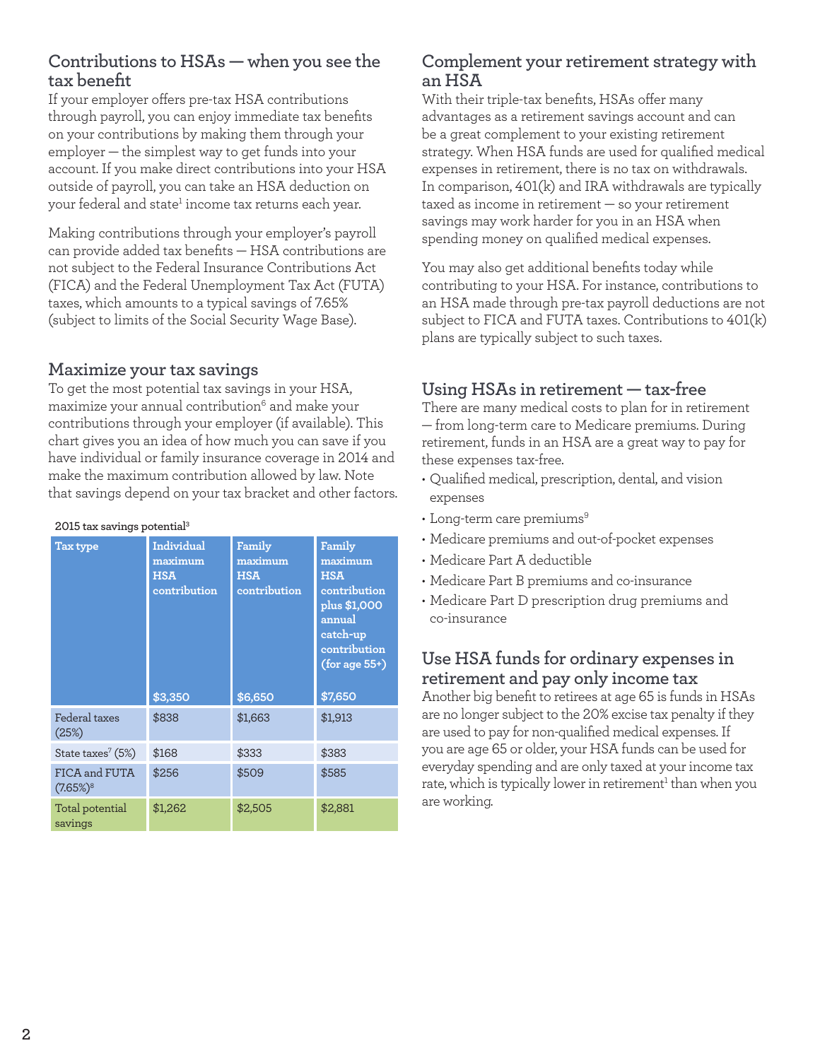## Contributions to HSAs — when you see the tax benefit

If your employer offers pre-tax HSA contributions through payroll, you can enjoy immediate tax benefits on your contributions by making them through your employer — the simplest way to get funds into your account. If you make direct contributions into your HSA outside of payroll, you can take an HSA deduction on your federal and state[1] income tax returns each year.

Making contributions through your employer's payroll can provide added tax benefits — HSA contributions are not subject to the Federal Insurance Contributions Act (FICA) and the Federal Unemployment Tax Act (FUTA) taxes, which amounts to a typical savings of 7.65% (subject to limits of the Social Security Wage Base).

## Maximize your tax savings

To get the most potential tax savings in your HSA, maximize your annual contribution[6] and make your contributions through your employer (if available). This chart gives you an idea of how much you can save if you have individual or family insurance coverage in 2014 and make the maximum contribution allowed by law. Note that savings depend on your tax bracket and other factors.

2015 tax savings potential[3]

| Tax type | Individual maximum HSA contribution $3,350 | Family maximum HSA contribution $6,650 | Family maximum HSA contribution plus $1,000 annual catch-up contribution (for age 55+) $7,650 |
|---|---|---|---|
| Federal taxes (25%) | $838 | $1,663 | $1,913 |
| State taxes[7] (5%) | $168 | $333 | $383 |
| FICA and FUTA (7.65%)[8] | $256 | $509 | $585 |
| Total potential savings | $1,262 | $2,505 | $2,881 |

## Complement your retirement strategy with an HSA

With their triple-tax benefits, HSAs offer many advantages as a retirement savings account and can be a great complement to your existing retirement strategy. When HSA funds are used for qualified medical expenses in retirement, there is no tax on withdrawals. In comparison, 401(k) and IRA withdrawals are typically taxed as income in retirement — so your retirement savings may work harder for you in an HSA when spending money on qualified medical expenses.

You may also get additional benefits today while contributing to your HSA. For instance, contributions to an HSA made through pre-tax payroll deductions are not subject to FICA and FUTA taxes. Contributions to 401(k) plans are typically subject to such taxes.

## Using HSAs in retirement — tax-free

There are many medical costs to plan for in retirement — from long-term care to Medicare premiums. During retirement, funds in an HSA are a great way to pay for these expenses tax-free.

- Qualified medical, prescription, dental, and vision expenses
- Long-term care premiums[9]
- Medicare premiums and out-of-pocket expenses
- Medicare Part A deductible
- Medicare Part B premiums and co-insurance
- Medicare Part D prescription drug premiums and co-insurance

## Use HSA funds for ordinary expenses in retirement and pay only income tax

Another big benefit to retirees at age 65 is funds in HSAs are no longer subject to the 20% excise tax penalty if they are used to pay for non-qualified medical expenses. If you are age 65 or older, your HSA funds can be used for everyday spending and are only taxed at your income tax rate, which is typically lower in retirement[1] than when you are working.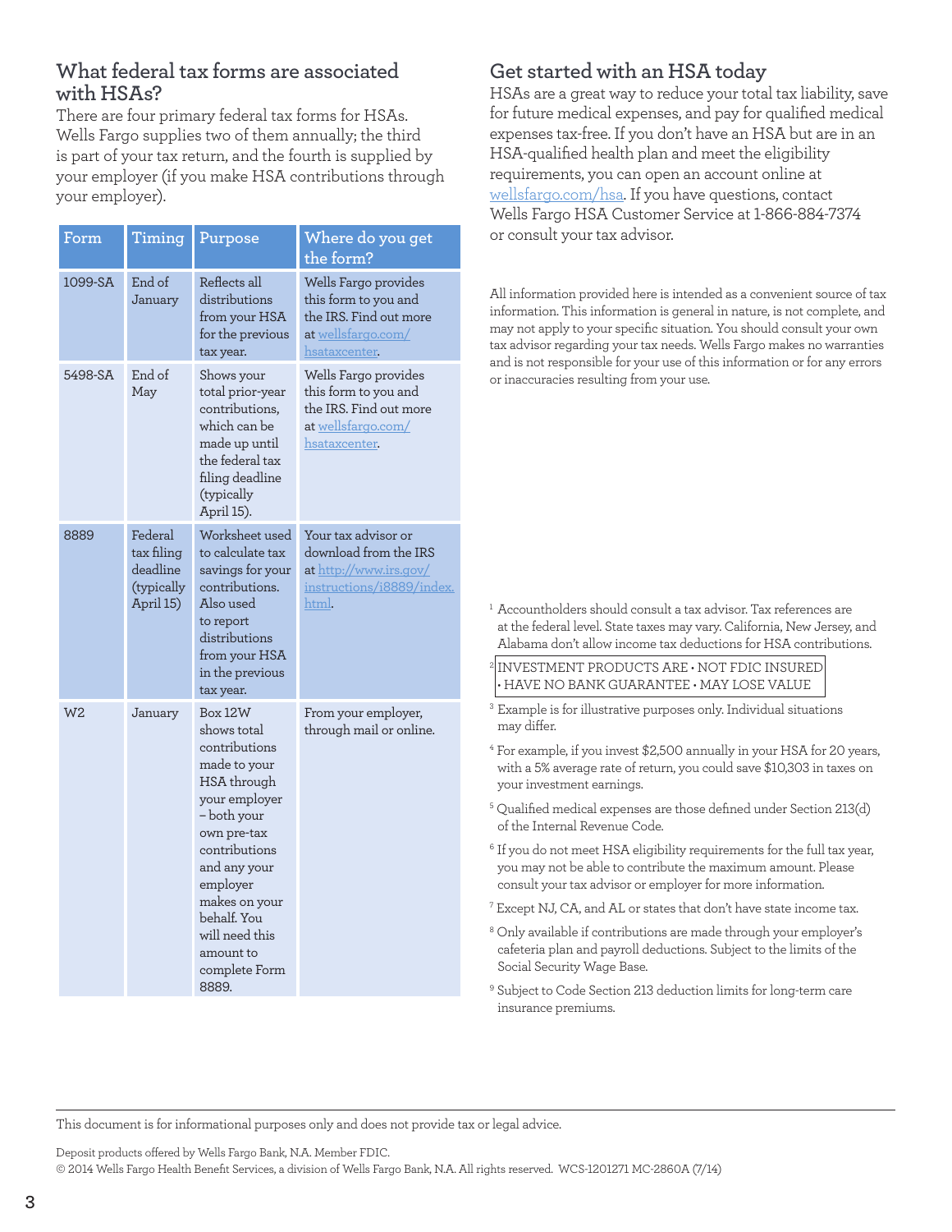## What federal tax forms are associated with HSAs?

There are four primary federal tax forms for HSAs. Wells Fargo supplies two of them annually; the third is part of your tax return, and the fourth is supplied by your employer (if you make HSA contributions through your employer).

| Form | Timing | Purpose | Where do you get the form? |
|---|---|---|---|
| 1099-SA | End of January | Reflects all distributions from your HSA for the previous tax year. | Wells Fargo provides this form to you and the IRS. Find out more at wellsfargo.com/hsataxcenter. |
| 5498-SA | End of May | Shows your total prior-year contributions, which can be made up until the federal tax filing deadline (typically April 15). | Wells Fargo provides this form to you and the IRS. Find out more at wellsfargo.com/hsataxcenter. |
| 8889 | Federal tax filing deadline (typically April 15) | Worksheet used to calculate tax savings for your contributions. Also used to report distributions from your HSA in the previous tax year. | Your tax advisor or download from the IRS at http://www.irs.gov/instructions/i8889/index.html. |
| W2 | January | Box 12W shows total contributions made to your HSA through your employer – both your own pre-tax contributions and any your employer makes on your behalf. You will need this amount to complete Form 8889. | From your employer, through mail or online. |

## Get started with an HSA today

HSAs are a great way to reduce your total tax liability, save for future medical expenses, and pay for qualified medical expenses tax-free. If you don't have an HSA but are in an HSA-qualified health plan and meet the eligibility requirements, you can open an account online at wellsfargo.com/hsa. If you have questions, contact Wells Fargo HSA Customer Service at 1-866-884-7374 or consult your tax advisor.

All information provided here is intended as a convenient source of tax information. This information is general in nature, is not complete, and may not apply to your specific situation. You should consult your own tax advisor regarding your tax needs. Wells Fargo makes no warranties and is not responsible for your use of this information or for any errors or inaccuracies resulting from your use.

[1] Accountholders should consult a tax advisor. Tax references are at the federal level. State taxes may vary. California, New Jersey, and Alabama don't allow income tax deductions for HSA contributions.

[2] INVESTMENT PRODUCTS ARE • NOT FDIC INSURED • HAVE NO BANK GUARANTEE • MAY LOSE VALUE

[3] Example is for illustrative purposes only. Individual situations may differ.

[4] For example, if you invest $2,500 annually in your HSA for 20 years, with a 5% average rate of return, you could save $10,303 in taxes on your investment earnings.

[5] Qualified medical expenses are those defined under Section 213(d) of the Internal Revenue Code.

[6] If you do not meet HSA eligibility requirements for the full tax year, you may not be able to contribute the maximum amount. Please consult your tax advisor or employer for more information.

[7] Except NJ, CA, and AL or states that don't have state income tax.

[8] Only available if contributions are made through your employer's cafeteria plan and payroll deductions. Subject to the limits of the Social Security Wage Base.

[9] Subject to Code Section 213 deduction limits for long-term care insurance premiums.

This document is for informational purposes only and does not provide tax or legal advice.

Deposit products offered by Wells Fargo Bank, N.A. Member FDIC.
© 2014 Wells Fargo Health Benefit Services, a division of Wells Fargo Bank, N.A. All rights reserved. WCS-1201271 MC-2860A (7/14)